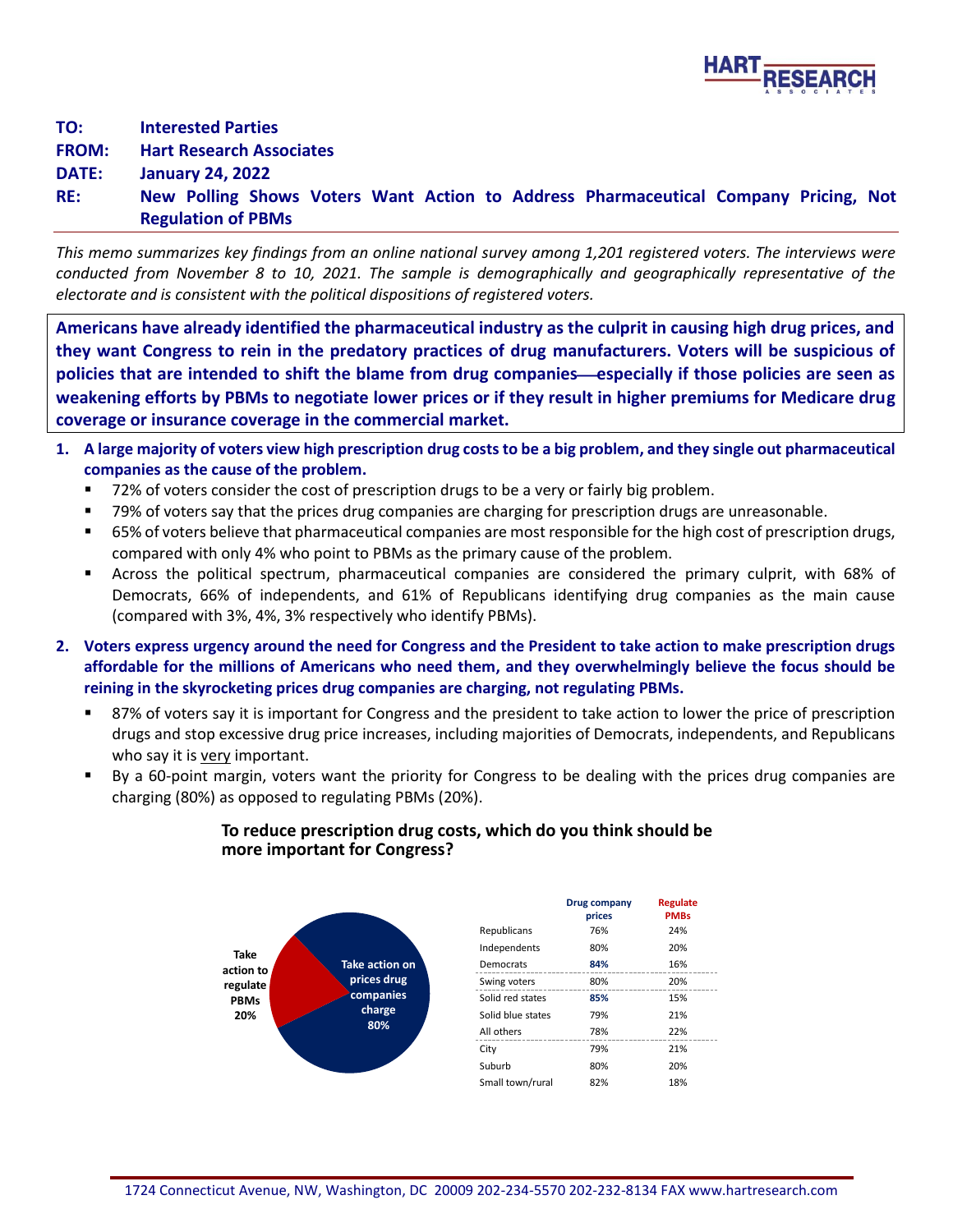**TO:** Interested Parties
**FROM:** Hart Research Associates
**DATE:** January 24, 2022
**RE:** New Polling Shows Voters Want Action to Address Pharmaceutical Company Pricing, Not Regulation of PBMs

*This memo summarizes key findings from an online national survey among 1,201 registered voters. The interviews were conducted from November 8 to 10, 2021. The sample is demographically and geographically representative of the electorate and is consistent with the political dispositions of registered voters.*

**Americans have already identified the pharmaceutical industry as the culprit in causing high drug prices, and they want Congress to rein in the predatory practices of drug manufacturers. Voters will be suspicious of policies that are intended to shift the blame from drug companies—especially if those policies are seen as weakening efforts by PBMs to negotiate lower prices or if they result in higher premiums for Medicare drug coverage or insurance coverage in the commercial market.**

1. **A large majority of voters view high prescription drug costs to be a big problem, and they single out pharmaceutical companies as the cause of the problem.**
   - 72% of voters consider the cost of prescription drugs to be a very or fairly big problem.
   - 79% of voters say that the prices drug companies are charging for prescription drugs are unreasonable.
   - 65% of voters believe that pharmaceutical companies are most responsible for the high cost of prescription drugs, compared with only 4% who point to PBMs as the primary cause of the problem.
   - Across the political spectrum, pharmaceutical companies are considered the primary culprit, with 68% of Democrats, 66% of independents, and 61% of Republicans identifying drug companies as the main cause (compared with 3%, 4%, 3% respectively who identify PBMs).

2. **Voters express urgency around the need for Congress and the President to take action to make prescription drugs affordable for the millions of Americans who need them, and they overwhelmingly believe the focus should be reining in the skyrocketing prices drug companies are charging, not regulating PBMs.**
   - 87% of voters say it is important for Congress and the president to take action to lower the price of prescription drugs and stop excessive drug price increases, including majorities of Democrats, independents, and Republicans who say it is very important.
   - By a 60-point margin, voters want the priority for Congress to be dealing with the prices drug companies are charging (80%) as opposed to regulating PBMs (20%).

**To reduce prescription drug costs, which do you think should be more important for Congress?**

Take action on prices drug companies charge 80%

Take action to regulate PBMs 20%

| | Drug company prices | Regulate PMBs |
|---|---|---|
| Republicans | 76% | 24% |
| Independents | 80% | 20% |
| Democrats | **84%** | 16% |
| Swing voters | 80% | 20% |
| Solid red states | **85%** | 15% |
| Solid blue states | 79% | 21% |
| All others | 78% | 22% |
| City | 79% | 21% |
| Suburb | 80% | 20% |
| Small town/rural | 82% | 18% |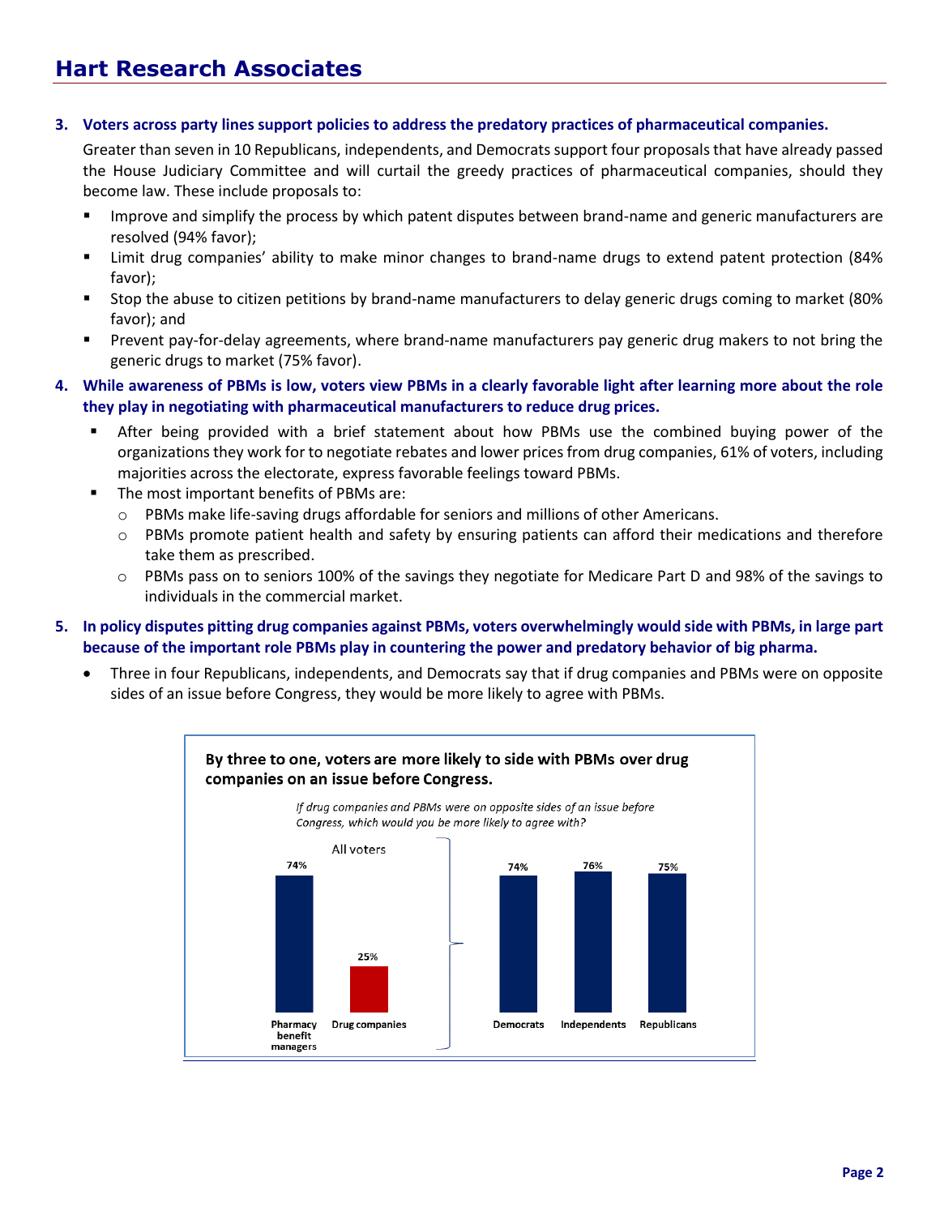3. **Voters across party lines support policies to address the predatory practices of pharmaceutical companies.**

   Greater than seven in 10 Republicans, independents, and Democrats support four proposals that have already passed the House Judiciary Committee and will curtail the greedy practices of pharmaceutical companies, should they become law. These include proposals to:

   - Improve and simplify the process by which patent disputes between brand-name and generic manufacturers are resolved (94% favor);
   - Limit drug companies' ability to make minor changes to brand-name drugs to extend patent protection (84% favor);
   - Stop the abuse to citizen petitions by brand-name manufacturers to delay generic drugs coming to market (80% favor); and
   - Prevent pay-for-delay agreements, where brand-name manufacturers pay generic drug makers to not bring the generic drugs to market (75% favor).

4. **While awareness of PBMs is low, voters view PBMs in a clearly favorable light after learning more about the role they play in negotiating with pharmaceutical manufacturers to reduce drug prices.**

   - After being provided with a brief statement about how PBMs use the combined buying power of the organizations they work for to negotiate rebates and lower prices from drug companies, 61% of voters, including majorities across the electorate, express favorable feelings toward PBMs.
   - The most important benefits of PBMs are:
     - PBMs make life-saving drugs affordable for seniors and millions of other Americans.
     - PBMs promote patient health and safety by ensuring patients can afford their medications and therefore take them as prescribed.
     - PBMs pass on to seniors 100% of the savings they negotiate for Medicare Part D and 98% of the savings to individuals in the commercial market.

5. **In policy disputes pitting drug companies against PBMs, voters overwhelmingly would side with PBMs, in large part because of the important role PBMs play in countering the power and predatory behavior of big pharma.**

   - Three in four Republicans, independents, and Democrats say that if drug companies and PBMs were on opposite sides of an issue before Congress, they would be more likely to agree with PBMs.

**By three to one, voters are more likely to side with PBMs over drug companies on an issue before Congress.**

*If drug companies and PBMs were on opposite sides of an issue before Congress, which would you be more likely to agree with?*

All voters

74%
Pharmacy benefit managers

25%
Drug companies

74%
Democrats

76%
Independents

75%
Republicans